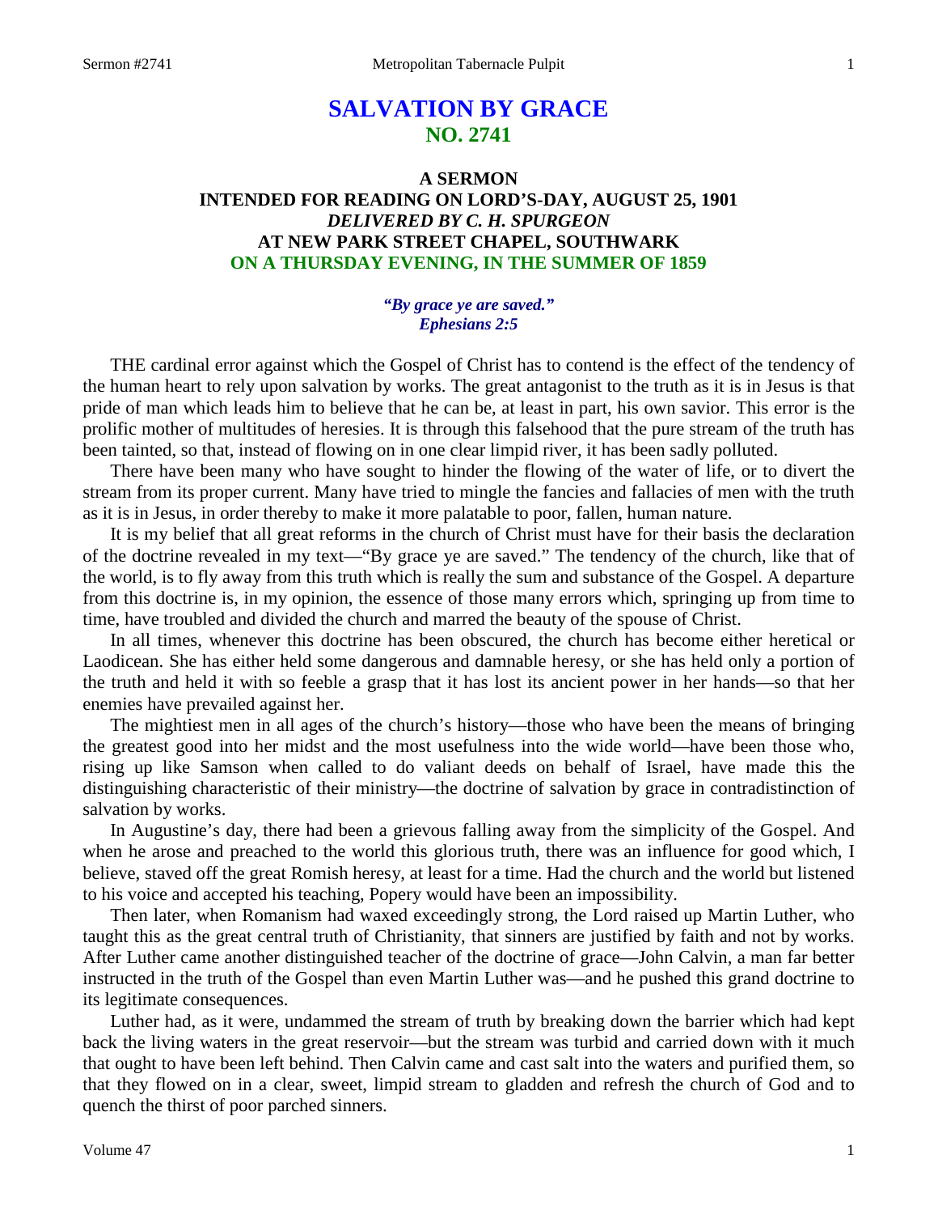# SALVATION BY GRACE
## NO. 2741

### A SERMON
### INTENDED FOR READING ON LORD'S-DAY, AUGUST 25, 1901
### *DELIVERED BY C. H. SPURGEON*
### AT NEW PARK STREET CHAPEL, SOUTHWARK
### ON A THURSDAY EVENING, IN THE SUMMER OF 1859

*"By grace ye are saved."*
*Ephesians 2:5*

THE cardinal error against which the Gospel of Christ has to contend is the effect of the tendency of the human heart to rely upon salvation by works. The great antagonist to the truth as it is in Jesus is that pride of man which leads him to believe that he can be, at least in part, his own savior. This error is the prolific mother of multitudes of heresies. It is through this falsehood that the pure stream of the truth has been tainted, so that, instead of flowing on in one clear limpid river, it has been sadly polluted.

There have been many who have sought to hinder the flowing of the water of life, or to divert the stream from its proper current. Many have tried to mingle the fancies and fallacies of men with the truth as it is in Jesus, in order thereby to make it more palatable to poor, fallen, human nature.

It is my belief that all great reforms in the church of Christ must have for their basis the declaration of the doctrine revealed in my text—"By grace ye are saved." The tendency of the church, like that of the world, is to fly away from this truth which is really the sum and substance of the Gospel. A departure from this doctrine is, in my opinion, the essence of those many errors which, springing up from time to time, have troubled and divided the church and marred the beauty of the spouse of Christ.

In all times, whenever this doctrine has been obscured, the church has become either heretical or Laodicean. She has either held some dangerous and damnable heresy, or she has held only a portion of the truth and held it with so feeble a grasp that it has lost its ancient power in her hands—so that her enemies have prevailed against her.

The mightiest men in all ages of the church's history—those who have been the means of bringing the greatest good into her midst and the most usefulness into the wide world—have been those who, rising up like Samson when called to do valiant deeds on behalf of Israel, have made this the distinguishing characteristic of their ministry—the doctrine of salvation by grace in contradistinction of salvation by works.

In Augustine's day, there had been a grievous falling away from the simplicity of the Gospel. And when he arose and preached to the world this glorious truth, there was an influence for good which, I believe, staved off the great Romish heresy, at least for a time. Had the church and the world but listened to his voice and accepted his teaching, Popery would have been an impossibility.

Then later, when Romanism had waxed exceedingly strong, the Lord raised up Martin Luther, who taught this as the great central truth of Christianity, that sinners are justified by faith and not by works. After Luther came another distinguished teacher of the doctrine of grace—John Calvin, a man far better instructed in the truth of the Gospel than even Martin Luther was—and he pushed this grand doctrine to its legitimate consequences.

Luther had, as it were, undammed the stream of truth by breaking down the barrier which had kept back the living waters in the great reservoir—but the stream was turbid and carried down with it much that ought to have been left behind. Then Calvin came and cast salt into the waters and purified them, so that they flowed on in a clear, sweet, limpid stream to gladden and refresh the church of God and to quench the thirst of poor parched sinners.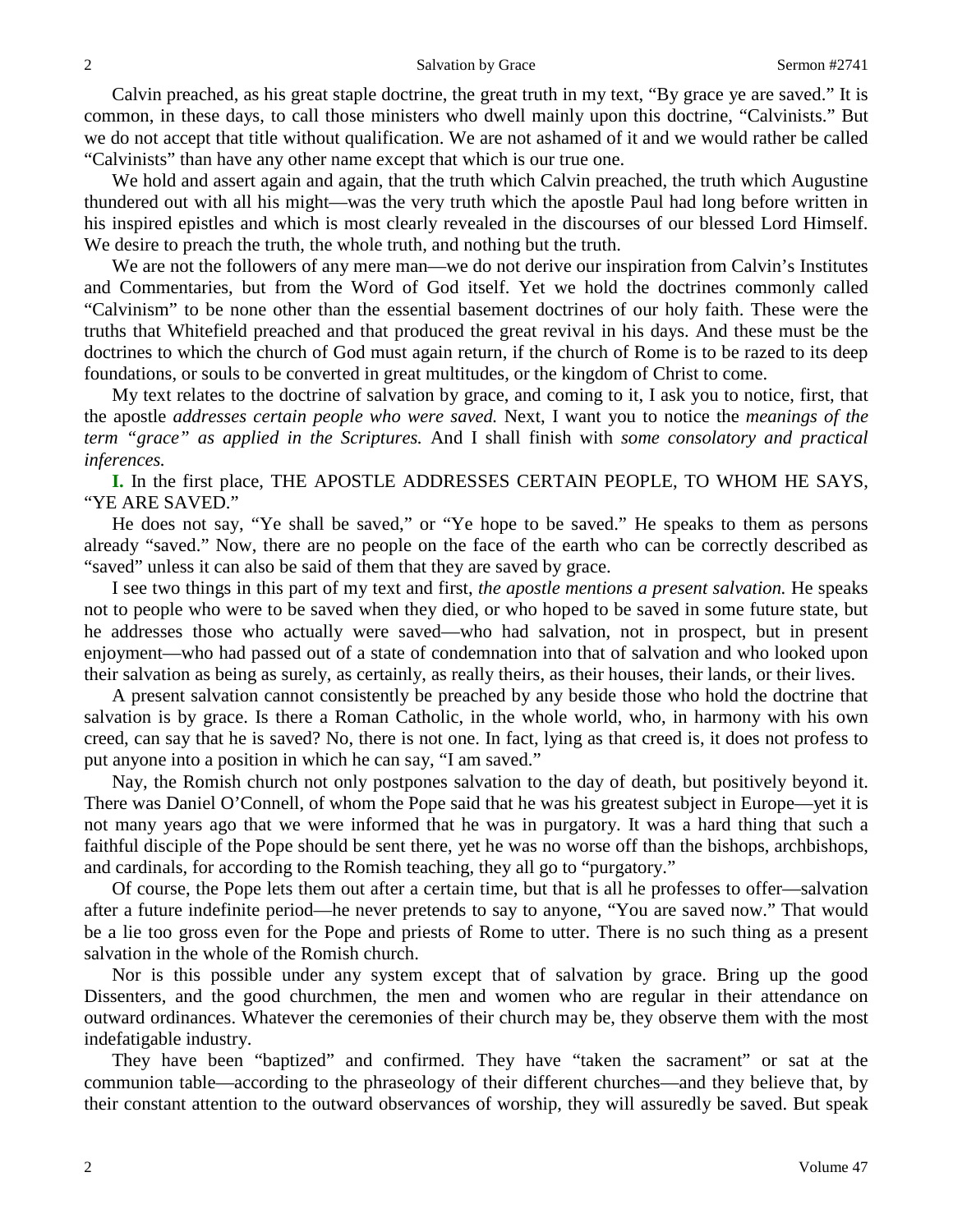Calvin preached, as his great staple doctrine, the great truth in my text, "By grace ye are saved." It is common, in these days, to call those ministers who dwell mainly upon this doctrine, "Calvinists." But we do not accept that title without qualification. We are not ashamed of it and we would rather be called "Calvinists" than have any other name except that which is our true one.

We hold and assert again and again, that the truth which Calvin preached, the truth which Augustine thundered out with all his might—was the very truth which the apostle Paul had long before written in his inspired epistles and which is most clearly revealed in the discourses of our blessed Lord Himself. We desire to preach the truth, the whole truth, and nothing but the truth.

We are not the followers of any mere man—we do not derive our inspiration from Calvin's Institutes and Commentaries, but from the Word of God itself. Yet we hold the doctrines commonly called "Calvinism" to be none other than the essential basement doctrines of our holy faith. These were the truths that Whitefield preached and that produced the great revival in his days. And these must be the doctrines to which the church of God must again return, if the church of Rome is to be razed to its deep foundations, or souls to be converted in great multitudes, or the kingdom of Christ to come.

My text relates to the doctrine of salvation by grace, and coming to it, I ask you to notice, first, that the apostle *addresses certain people who were saved.* Next, I want you to notice the *meanings of the term "grace" as applied in the Scriptures.* And I shall finish with *some consolatory and practical inferences.*

**I.** In the first place, THE APOSTLE ADDRESSES CERTAIN PEOPLE, TO WHOM HE SAYS, "YE ARE SAVED."

He does not say, "Ye shall be saved," or "Ye hope to be saved." He speaks to them as persons already "saved." Now, there are no people on the face of the earth who can be correctly described as "saved" unless it can also be said of them that they are saved by grace.

I see two things in this part of my text and first, *the apostle mentions a present salvation.* He speaks not to people who were to be saved when they died, or who hoped to be saved in some future state, but he addresses those who actually were saved—who had salvation, not in prospect, but in present enjoyment—who had passed out of a state of condemnation into that of salvation and who looked upon their salvation as being as surely, as certainly, as really theirs, as their houses, their lands, or their lives.

A present salvation cannot consistently be preached by any beside those who hold the doctrine that salvation is by grace. Is there a Roman Catholic, in the whole world, who, in harmony with his own creed, can say that he is saved? No, there is not one. In fact, lying as that creed is, it does not profess to put anyone into a position in which he can say, "I am saved."

Nay, the Romish church not only postpones salvation to the day of death, but positively beyond it. There was Daniel O'Connell, of whom the Pope said that he was his greatest subject in Europe—yet it is not many years ago that we were informed that he was in purgatory. It was a hard thing that such a faithful disciple of the Pope should be sent there, yet he was no worse off than the bishops, archbishops, and cardinals, for according to the Romish teaching, they all go to "purgatory."

Of course, the Pope lets them out after a certain time, but that is all he professes to offer—salvation after a future indefinite period—he never pretends to say to anyone, "You are saved now." That would be a lie too gross even for the Pope and priests of Rome to utter. There is no such thing as a present salvation in the whole of the Romish church.

Nor is this possible under any system except that of salvation by grace. Bring up the good Dissenters, and the good churchmen, the men and women who are regular in their attendance on outward ordinances. Whatever the ceremonies of their church may be, they observe them with the most indefatigable industry.

They have been "baptized" and confirmed. They have "taken the sacrament" or sat at the communion table—according to the phraseology of their different churches—and they believe that, by their constant attention to the outward observances of worship, they will assuredly be saved. But speak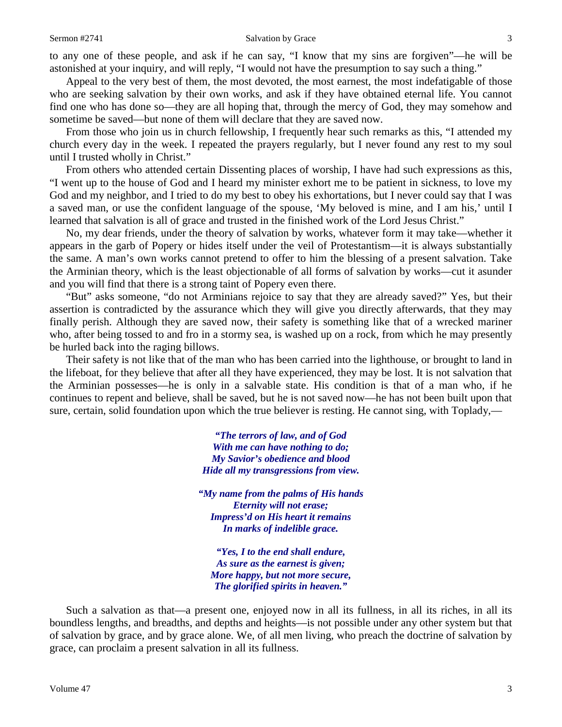to any one of these people, and ask if he can say, "I know that my sins are forgiven"—he will be astonished at your inquiry, and will reply, "I would not have the presumption to say such a thing."

Appeal to the very best of them, the most devoted, the most earnest, the most indefatigable of those who are seeking salvation by their own works, and ask if they have obtained eternal life. You cannot find one who has done so—they are all hoping that, through the mercy of God, they may somehow and sometime be saved—but none of them will declare that they are saved now.

From those who join us in church fellowship, I frequently hear such remarks as this, "I attended my church every day in the week. I repeated the prayers regularly, but I never found any rest to my soul until I trusted wholly in Christ."

From others who attended certain Dissenting places of worship, I have had such expressions as this, "I went up to the house of God and I heard my minister exhort me to be patient in sickness, to love my God and my neighbor, and I tried to do my best to obey his exhortations, but I never could say that I was a saved man, or use the confident language of the spouse, 'My beloved is mine, and I am his,' until I learned that salvation is all of grace and trusted in the finished work of the Lord Jesus Christ."

No, my dear friends, under the theory of salvation by works, whatever form it may take—whether it appears in the garb of Popery or hides itself under the veil of Protestantism—it is always substantially the same. A man's own works cannot pretend to offer to him the blessing of a present salvation. Take the Arminian theory, which is the least objectionable of all forms of salvation by works—cut it asunder and you will find that there is a strong taint of Popery even there.

"But" asks someone, "do not Arminians rejoice to say that they are already saved?" Yes, but their assertion is contradicted by the assurance which they will give you directly afterwards, that they may finally perish. Although they are saved now, their safety is something like that of a wrecked mariner who, after being tossed to and fro in a stormy sea, is washed up on a rock, from which he may presently be hurled back into the raging billows.

Their safety is not like that of the man who has been carried into the lighthouse, or brought to land in the lifeboat, for they believe that after all they have experienced, they may be lost. It is not salvation that the Arminian possesses—he is only in a salvable state. His condition is that of a man who, if he continues to repent and believe, shall be saved, but he is not saved now—he has not been built upon that sure, certain, solid foundation upon which the true believer is resting. He cannot sing, with Toplady,—

*"The terrors of law, and of God*
*With me can have nothing to do;*
*My Savior's obedience and blood*
*Hide all my transgressions from view.*

*"My name from the palms of His hands*
*Eternity will not erase;*
*Impress'd on His heart it remains*
*In marks of indelible grace.*

*"Yes, I to the end shall endure,*
*As sure as the earnest is given;*
*More happy, but not more secure,*
*The glorified spirits in heaven."*

Such a salvation as that—a present one, enjoyed now in all its fullness, in all its riches, in all its boundless lengths, and breadths, and depths and heights—is not possible under any other system but that of salvation by grace, and by grace alone. We, of all men living, who preach the doctrine of salvation by grace, can proclaim a present salvation in all its fullness.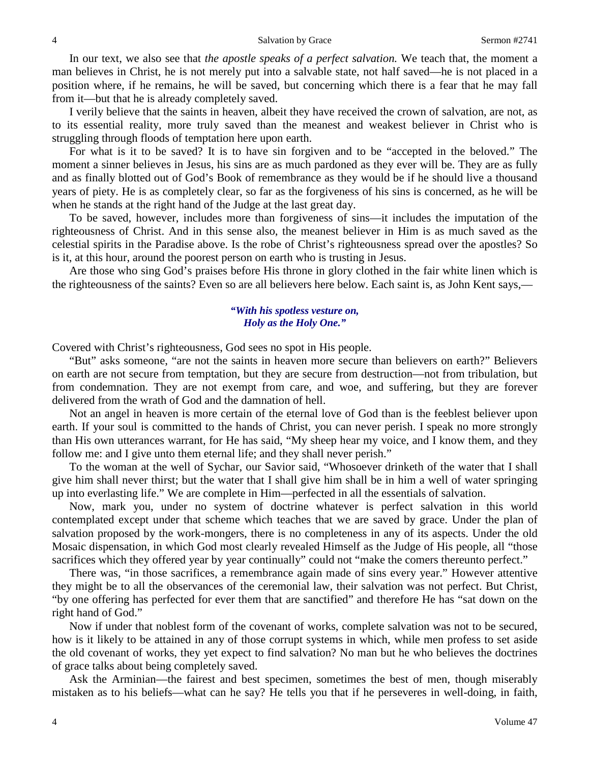In our text, we also see that *the apostle speaks of a perfect salvation.* We teach that, the moment a man believes in Christ, he is not merely put into a salvable state, not half saved—he is not placed in a position where, if he remains, he will be saved, but concerning which there is a fear that he may fall from it—but that he is already completely saved.

I verily believe that the saints in heaven, albeit they have received the crown of salvation, are not, as to its essential reality, more truly saved than the meanest and weakest believer in Christ who is struggling through floods of temptation here upon earth.

For what is it to be saved? It is to have sin forgiven and to be "accepted in the beloved." The moment a sinner believes in Jesus, his sins are as much pardoned as they ever will be. They are as fully and as finally blotted out of God's Book of remembrance as they would be if he should live a thousand years of piety. He is as completely clear, so far as the forgiveness of his sins is concerned, as he will be when he stands at the right hand of the Judge at the last great day.

To be saved, however, includes more than forgiveness of sins—it includes the imputation of the righteousness of Christ. And in this sense also, the meanest believer in Him is as much saved as the celestial spirits in the Paradise above. Is the robe of Christ's righteousness spread over the apostles? So is it, at this hour, around the poorest person on earth who is trusting in Jesus.

Are those who sing God's praises before His throne in glory clothed in the fair white linen which is the righteousness of the saints? Even so are all believers here below. Each saint is, as John Kent says,—

> ***"With his spotless vesture on,***
> ***Holy as the Holy One."***

Covered with Christ's righteousness, God sees no spot in His people.

"But" asks someone, "are not the saints in heaven more secure than believers on earth?" Believers on earth are not secure from temptation, but they are secure from destruction—not from tribulation, but from condemnation. They are not exempt from care, and woe, and suffering, but they are forever delivered from the wrath of God and the damnation of hell.

Not an angel in heaven is more certain of the eternal love of God than is the feeblest believer upon earth. If your soul is committed to the hands of Christ, you can never perish. I speak no more strongly than His own utterances warrant, for He has said, "My sheep hear my voice, and I know them, and they follow me: and I give unto them eternal life; and they shall never perish."

To the woman at the well of Sychar, our Savior said, "Whosoever drinketh of the water that I shall give him shall never thirst; but the water that I shall give him shall be in him a well of water springing up into everlasting life." We are complete in Him—perfected in all the essentials of salvation.

Now, mark you, under no system of doctrine whatever is perfect salvation in this world contemplated except under that scheme which teaches that we are saved by grace. Under the plan of salvation proposed by the work-mongers, there is no completeness in any of its aspects. Under the old Mosaic dispensation, in which God most clearly revealed Himself as the Judge of His people, all "those sacrifices which they offered year by year continually" could not "make the comers thereunto perfect."

There was, "in those sacrifices, a remembrance again made of sins every year." However attentive they might be to all the observances of the ceremonial law, their salvation was not perfect. But Christ, "by one offering has perfected for ever them that are sanctified" and therefore He has "sat down on the right hand of God."

Now if under that noblest form of the covenant of works, complete salvation was not to be secured, how is it likely to be attained in any of those corrupt systems in which, while men profess to set aside the old covenant of works, they yet expect to find salvation? No man but he who believes the doctrines of grace talks about being completely saved.

Ask the Arminian—the fairest and best specimen, sometimes the best of men, though miserably mistaken as to his beliefs—what can he say? He tells you that if he perseveres in well-doing, in faith,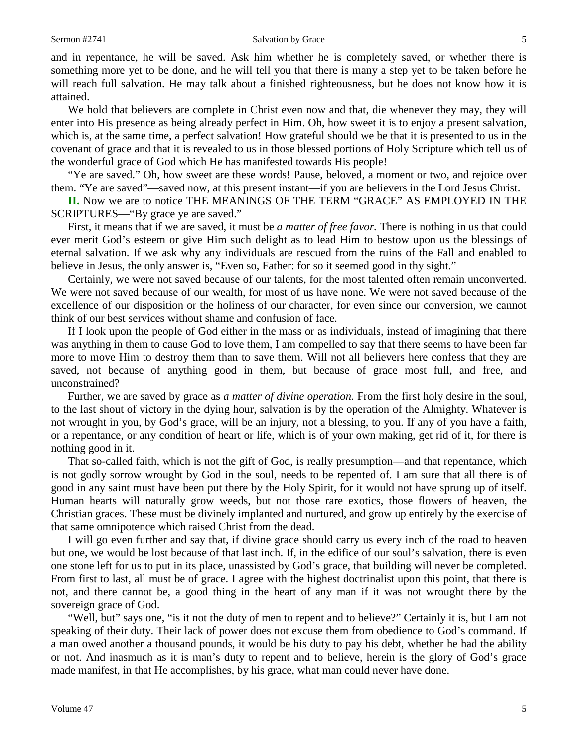and in repentance, he will be saved. Ask him whether he is completely saved, or whether there is something more yet to be done, and he will tell you that there is many a step yet to be taken before he will reach full salvation. He may talk about a finished righteousness, but he does not know how it is attained.

We hold that believers are complete in Christ even now and that, die whenever they may, they will enter into His presence as being already perfect in Him. Oh, how sweet it is to enjoy a present salvation, which is, at the same time, a perfect salvation! How grateful should we be that it is presented to us in the covenant of grace and that it is revealed to us in those blessed portions of Holy Scripture which tell us of the wonderful grace of God which He has manifested towards His people!

"Ye are saved." Oh, how sweet are these words! Pause, beloved, a moment or two, and rejoice over them. "Ye are saved"—saved now, at this present instant—if you are believers in the Lord Jesus Christ.

**II.** Now we are to notice THE MEANINGS OF THE TERM "GRACE" AS EMPLOYED IN THE SCRIPTURES—"By grace ye are saved."

First, it means that if we are saved, it must be *a matter of free favor.* There is nothing in us that could ever merit God's esteem or give Him such delight as to lead Him to bestow upon us the blessings of eternal salvation. If we ask why any individuals are rescued from the ruins of the Fall and enabled to believe in Jesus, the only answer is, "Even so, Father: for so it seemed good in thy sight."

Certainly, we were not saved because of our talents, for the most talented often remain unconverted. We were not saved because of our wealth, for most of us have none. We were not saved because of the excellence of our disposition or the holiness of our character, for even since our conversion, we cannot think of our best services without shame and confusion of face.

If I look upon the people of God either in the mass or as individuals, instead of imagining that there was anything in them to cause God to love them, I am compelled to say that there seems to have been far more to move Him to destroy them than to save them. Will not all believers here confess that they are saved, not because of anything good in them, but because of grace most full, and free, and unconstrained?

Further, we are saved by grace as *a matter of divine operation.* From the first holy desire in the soul, to the last shout of victory in the dying hour, salvation is by the operation of the Almighty. Whatever is not wrought in you, by God's grace, will be an injury, not a blessing, to you. If any of you have a faith, or a repentance, or any condition of heart or life, which is of your own making, get rid of it, for there is nothing good in it.

That so-called faith, which is not the gift of God, is really presumption—and that repentance, which is not godly sorrow wrought by God in the soul, needs to be repented of. I am sure that all there is of good in any saint must have been put there by the Holy Spirit, for it would not have sprung up of itself. Human hearts will naturally grow weeds, but not those rare exotics, those flowers of heaven, the Christian graces. These must be divinely implanted and nurtured, and grow up entirely by the exercise of that same omnipotence which raised Christ from the dead.

I will go even further and say that, if divine grace should carry us every inch of the road to heaven but one, we would be lost because of that last inch. If, in the edifice of our soul's salvation, there is even one stone left for us to put in its place, unassisted by God's grace, that building will never be completed. From first to last, all must be of grace. I agree with the highest doctrinalist upon this point, that there is not, and there cannot be, a good thing in the heart of any man if it was not wrought there by the sovereign grace of God.

"Well, but" says one, "is it not the duty of men to repent and to believe?" Certainly it is, but I am not speaking of their duty. Their lack of power does not excuse them from obedience to God's command. If a man owed another a thousand pounds, it would be his duty to pay his debt, whether he had the ability or not. And inasmuch as it is man's duty to repent and to believe, herein is the glory of God's grace made manifest, in that He accomplishes, by his grace, what man could never have done.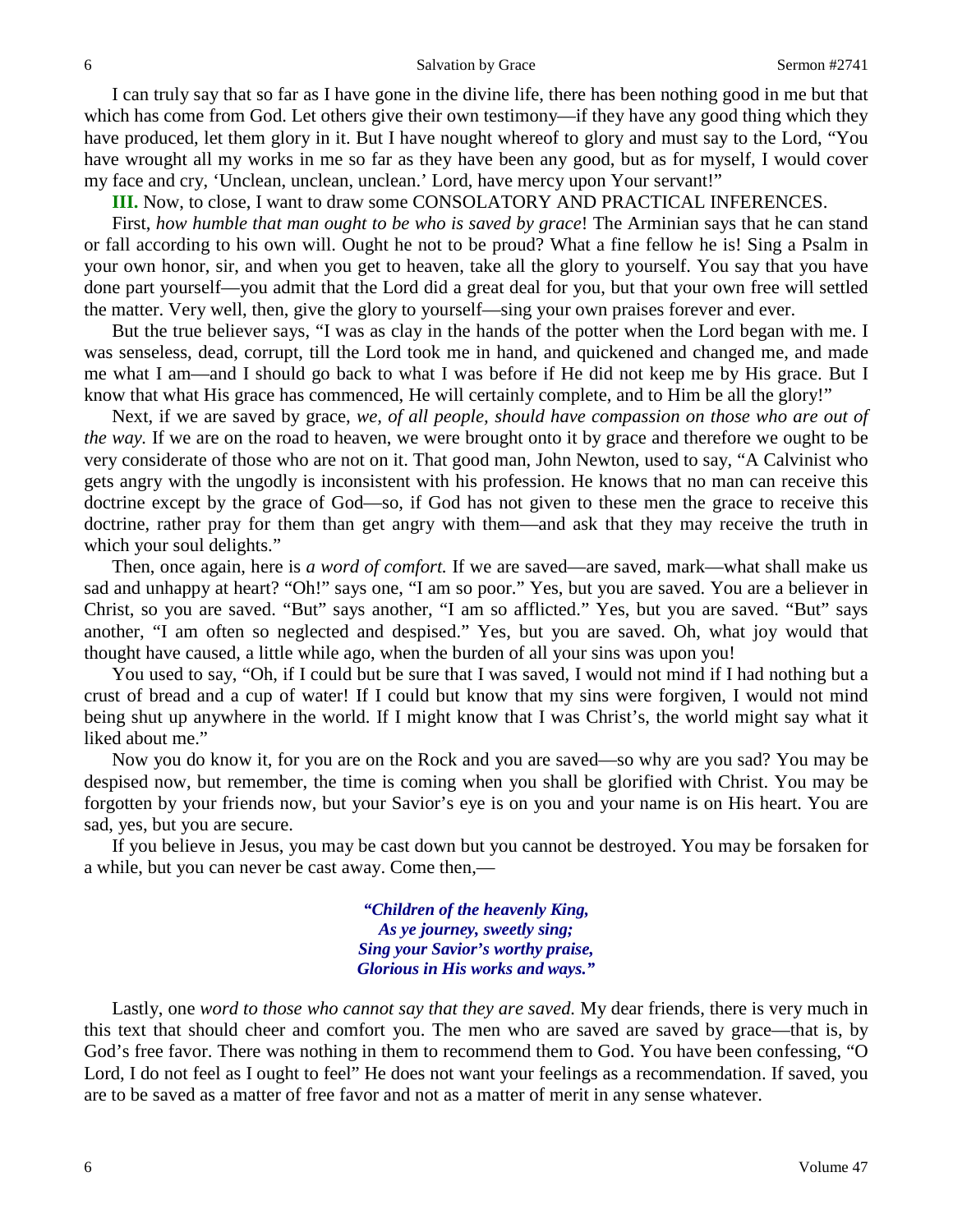I can truly say that so far as I have gone in the divine life, there has been nothing good in me but that which has come from God. Let others give their own testimony—if they have any good thing which they have produced, let them glory in it. But I have nought whereof to glory and must say to the Lord, "You have wrought all my works in me so far as they have been any good, but as for myself, I would cover my face and cry, 'Unclean, unclean, unclean.' Lord, have mercy upon Your servant!"

**III.** Now, to close, I want to draw some CONSOLATORY AND PRACTICAL INFERENCES.

First, *how humble that man ought to be who is saved by grace*! The Arminian says that he can stand or fall according to his own will. Ought he not to be proud? What a fine fellow he is! Sing a Psalm in your own honor, sir, and when you get to heaven, take all the glory to yourself. You say that you have done part yourself—you admit that the Lord did a great deal for you, but that your own free will settled the matter. Very well, then, give the glory to yourself—sing your own praises forever and ever.

But the true believer says, "I was as clay in the hands of the potter when the Lord began with me. I was senseless, dead, corrupt, till the Lord took me in hand, and quickened and changed me, and made me what I am—and I should go back to what I was before if He did not keep me by His grace. But I know that what His grace has commenced, He will certainly complete, and to Him be all the glory!"

Next, if we are saved by grace, *we, of all people, should have compassion on those who are out of the way.* If we are on the road to heaven, we were brought onto it by grace and therefore we ought to be very considerate of those who are not on it. That good man, John Newton, used to say, "A Calvinist who gets angry with the ungodly is inconsistent with his profession. He knows that no man can receive this doctrine except by the grace of God—so, if God has not given to these men the grace to receive this doctrine, rather pray for them than get angry with them—and ask that they may receive the truth in which your soul delights."

Then, once again, here is *a word of comfort.* If we are saved—are saved, mark—what shall make us sad and unhappy at heart? "Oh!" says one, "I am so poor." Yes, but you are saved. You are a believer in Christ, so you are saved. "But" says another, "I am so afflicted." Yes, but you are saved. "But" says another, "I am often so neglected and despised." Yes, but you are saved. Oh, what joy would that thought have caused, a little while ago, when the burden of all your sins was upon you!

You used to say, "Oh, if I could but be sure that I was saved, I would not mind if I had nothing but a crust of bread and a cup of water! If I could but know that my sins were forgiven, I would not mind being shut up anywhere in the world. If I might know that I was Christ's, the world might say what it liked about me."

Now you do know it, for you are on the Rock and you are saved—so why are you sad? You may be despised now, but remember, the time is coming when you shall be glorified with Christ. You may be forgotten by your friends now, but your Savior's eye is on you and your name is on His heart. You are sad, yes, but you are secure.

If you believe in Jesus, you may be cast down but you cannot be destroyed. You may be forsaken for a while, but you can never be cast away. Come then,—

> ***"Children of the heavenly King,***
> ***As ye journey, sweetly sing;***
> ***Sing your Savior's worthy praise,***
> ***Glorious in His works and ways."***

Lastly, one *word to those who cannot say that they are saved.* My dear friends, there is very much in this text that should cheer and comfort you. The men who are saved are saved by grace—that is, by God's free favor. There was nothing in them to recommend them to God. You have been confessing, "O Lord, I do not feel as I ought to feel" He does not want your feelings as a recommendation. If saved, you are to be saved as a matter of free favor and not as a matter of merit in any sense whatever.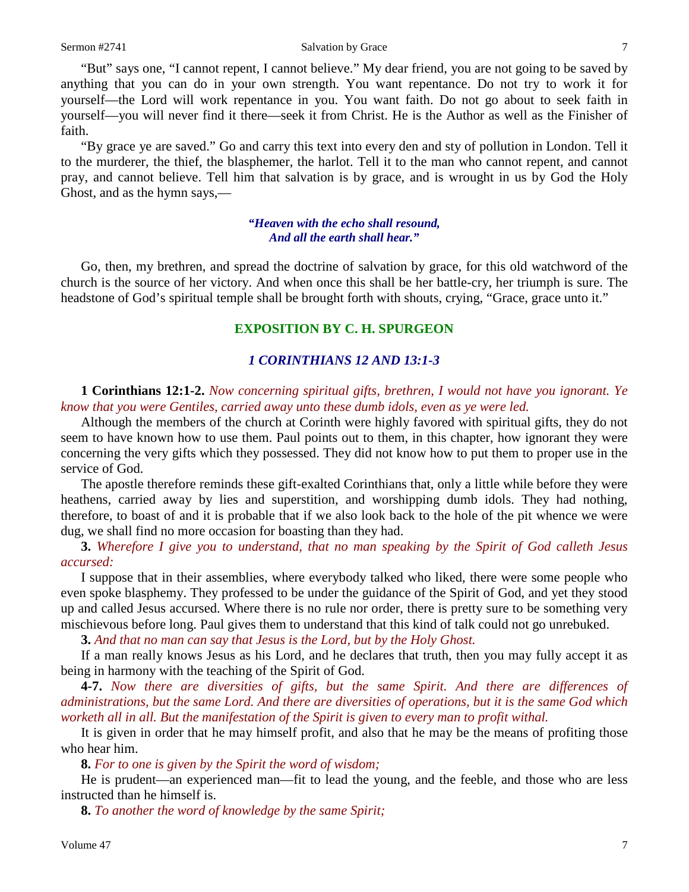"But" says one, "I cannot repent, I cannot believe." My dear friend, you are not going to be saved by anything that you can do in your own strength. You want repentance. Do not try to work it for yourself—the Lord will work repentance in you. You want faith. Do not go about to seek faith in yourself—you will never find it there—seek it from Christ. He is the Author as well as the Finisher of faith.

"By grace ye are saved." Go and carry this text into every den and sty of pollution in London. Tell it to the murderer, the thief, the blasphemer, the harlot. Tell it to the man who cannot repent, and cannot pray, and cannot believe. Tell him that salvation is by grace, and is wrought in us by God the Holy Ghost, and as the hymn says,—

*"Heaven with the echo shall resound,*
*And all the earth shall hear."*

Go, then, my brethren, and spread the doctrine of salvation by grace, for this old watchword of the church is the source of her victory. And when once this shall be her battle-cry, her triumph is sure. The headstone of God's spiritual temple shall be brought forth with shouts, crying, "Grace, grace unto it."

## EXPOSITION BY C. H. SPURGEON

### *1 CORINTHIANS 12 AND 13:1-3*

**1 Corinthians 12:1-2.** *Now concerning spiritual gifts, brethren, I would not have you ignorant. Ye know that you were Gentiles, carried away unto these dumb idols, even as ye were led.*

Although the members of the church at Corinth were highly favored with spiritual gifts, they do not seem to have known how to use them. Paul points out to them, in this chapter, how ignorant they were concerning the very gifts which they possessed. They did not know how to put them to proper use in the service of God.

The apostle therefore reminds these gift-exalted Corinthians that, only a little while before they were heathens, carried away by lies and superstition, and worshipping dumb idols. They had nothing, therefore, to boast of and it is probable that if we also look back to the hole of the pit whence we were dug, we shall find no more occasion for boasting than they had.

**3.** *Wherefore I give you to understand, that no man speaking by the Spirit of God calleth Jesus accursed:*

I suppose that in their assemblies, where everybody talked who liked, there were some people who even spoke blasphemy. They professed to be under the guidance of the Spirit of God, and yet they stood up and called Jesus accursed. Where there is no rule nor order, there is pretty sure to be something very mischievous before long. Paul gives them to understand that this kind of talk could not go unrebuked.

**3.** *And that no man can say that Jesus is the Lord, but by the Holy Ghost.*

If a man really knows Jesus as his Lord, and he declares that truth, then you may fully accept it as being in harmony with the teaching of the Spirit of God.

**4-7.** *Now there are diversities of gifts, but the same Spirit. And there are differences of administrations, but the same Lord. And there are diversities of operations, but it is the same God which worketh all in all. But the manifestation of the Spirit is given to every man to profit withal.*

It is given in order that he may himself profit, and also that he may be the means of profiting those who hear him.

**8.** *For to one is given by the Spirit the word of wisdom;*

He is prudent—an experienced man—fit to lead the young, and the feeble, and those who are less instructed than he himself is.

**8.** *To another the word of knowledge by the same Spirit;*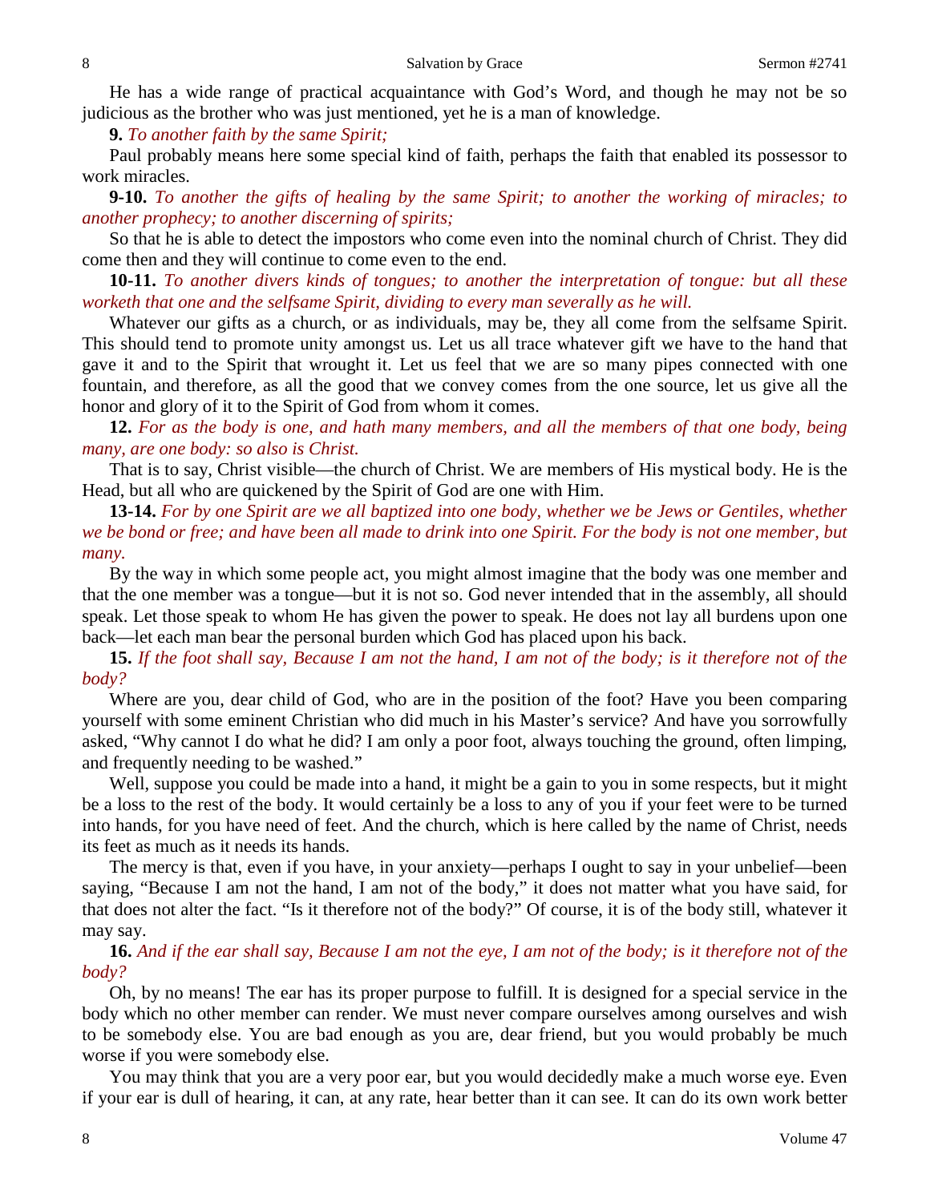He has a wide range of practical acquaintance with God's Word, and though he may not be so judicious as the brother who was just mentioned, yet he is a man of knowledge.

**9.** *To another faith by the same Spirit;*

Paul probably means here some special kind of faith, perhaps the faith that enabled its possessor to work miracles.

**9-10.** *To another the gifts of healing by the same Spirit; to another the working of miracles; to another prophecy; to another discerning of spirits;*

So that he is able to detect the impostors who come even into the nominal church of Christ. They did come then and they will continue to come even to the end.

**10-11.** *To another divers kinds of tongues; to another the interpretation of tongue: but all these worketh that one and the selfsame Spirit, dividing to every man severally as he will.*

Whatever our gifts as a church, or as individuals, may be, they all come from the selfsame Spirit. This should tend to promote unity amongst us. Let us all trace whatever gift we have to the hand that gave it and to the Spirit that wrought it. Let us feel that we are so many pipes connected with one fountain, and therefore, as all the good that we convey comes from the one source, let us give all the honor and glory of it to the Spirit of God from whom it comes.

**12.** *For as the body is one, and hath many members, and all the members of that one body, being many, are one body: so also is Christ.*

That is to say, Christ visible—the church of Christ. We are members of His mystical body. He is the Head, but all who are quickened by the Spirit of God are one with Him.

**13-14.** *For by one Spirit are we all baptized into one body, whether we be Jews or Gentiles, whether we be bond or free; and have been all made to drink into one Spirit. For the body is not one member, but many.*

By the way in which some people act, you might almost imagine that the body was one member and that the one member was a tongue—but it is not so. God never intended that in the assembly, all should speak. Let those speak to whom He has given the power to speak. He does not lay all burdens upon one back—let each man bear the personal burden which God has placed upon his back.

**15.** *If the foot shall say, Because I am not the hand, I am not of the body; is it therefore not of the body?*

Where are you, dear child of God, who are in the position of the foot? Have you been comparing yourself with some eminent Christian who did much in his Master's service? And have you sorrowfully asked, "Why cannot I do what he did? I am only a poor foot, always touching the ground, often limping, and frequently needing to be washed."

Well, suppose you could be made into a hand, it might be a gain to you in some respects, but it might be a loss to the rest of the body. It would certainly be a loss to any of you if your feet were to be turned into hands, for you have need of feet. And the church, which is here called by the name of Christ, needs its feet as much as it needs its hands.

The mercy is that, even if you have, in your anxiety—perhaps I ought to say in your unbelief—been saying, "Because I am not the hand, I am not of the body," it does not matter what you have said, for that does not alter the fact. "Is it therefore not of the body?" Of course, it is of the body still, whatever it may say.

**16.** *And if the ear shall say, Because I am not the eye, I am not of the body; is it therefore not of the body?*

Oh, by no means! The ear has its proper purpose to fulfill. It is designed for a special service in the body which no other member can render. We must never compare ourselves among ourselves and wish to be somebody else. You are bad enough as you are, dear friend, but you would probably be much worse if you were somebody else.

You may think that you are a very poor ear, but you would decidedly make a much worse eye. Even if your ear is dull of hearing, it can, at any rate, hear better than it can see. It can do its own work better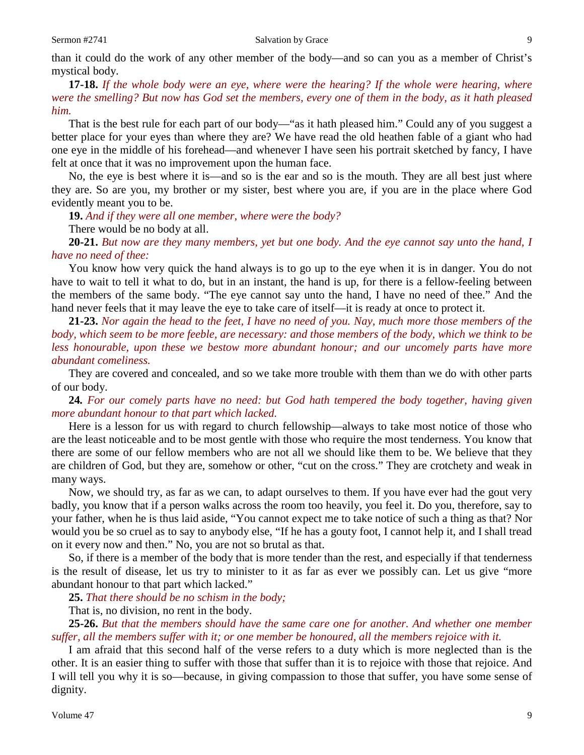than it could do the work of any other member of the body—and so can you as a member of Christ's mystical body.

**17-18.** *If the whole body were an eye, where were the hearing? If the whole were hearing, where were the smelling? But now has God set the members, every one of them in the body, as it hath pleased him.*

That is the best rule for each part of our body—"as it hath pleased him." Could any of you suggest a better place for your eyes than where they are? We have read the old heathen fable of a giant who had one eye in the middle of his forehead—and whenever I have seen his portrait sketched by fancy, I have felt at once that it was no improvement upon the human face.

No, the eye is best where it is—and so is the ear and so is the mouth. They are all best just where they are. So are you, my brother or my sister, best where you are, if you are in the place where God evidently meant you to be.

**19.** *And if they were all one member, where were the body?*

There would be no body at all.

**20-21.** *But now are they many members, yet but one body. And the eye cannot say unto the hand, I have no need of thee:*

You know how very quick the hand always is to go up to the eye when it is in danger. You do not have to wait to tell it what to do, but in an instant, the hand is up, for there is a fellow-feeling between the members of the same body. "The eye cannot say unto the hand, I have no need of thee." And the hand never feels that it may leave the eye to take care of itself—it is ready at once to protect it.

**21-23.** *Nor again the head to the feet, I have no need of you. Nay, much more those members of the body, which seem to be more feeble, are necessary: and those members of the body, which we think to be less honourable, upon these we bestow more abundant honour; and our uncomely parts have more abundant comeliness.*

They are covered and concealed, and so we take more trouble with them than we do with other parts of our body.

**24.** *For our comely parts have no need: but God hath tempered the body together, having given more abundant honour to that part which lacked.*

Here is a lesson for us with regard to church fellowship—always to take most notice of those who are the least noticeable and to be most gentle with those who require the most tenderness. You know that there are some of our fellow members who are not all we should like them to be. We believe that they are children of God, but they are, somehow or other, "cut on the cross." They are crotchety and weak in many ways.

Now, we should try, as far as we can, to adapt ourselves to them. If you have ever had the gout very badly, you know that if a person walks across the room too heavily, you feel it. Do you, therefore, say to your father, when he is thus laid aside, "You cannot expect me to take notice of such a thing as that? Nor would you be so cruel as to say to anybody else, "If he has a gouty foot, I cannot help it, and I shall tread on it every now and then." No, you are not so brutal as that.

So, if there is a member of the body that is more tender than the rest, and especially if that tenderness is the result of disease, let us try to minister to it as far as ever we possibly can. Let us give "more abundant honour to that part which lacked."

**25.** *That there should be no schism in the body;*

That is, no division, no rent in the body.

**25-26.** *But that the members should have the same care one for another. And whether one member suffer, all the members suffer with it; or one member be honoured, all the members rejoice with it.*

I am afraid that this second half of the verse refers to a duty which is more neglected than is the other. It is an easier thing to suffer with those that suffer than it is to rejoice with those that rejoice. And I will tell you why it is so—because, in giving compassion to those that suffer, you have some sense of dignity.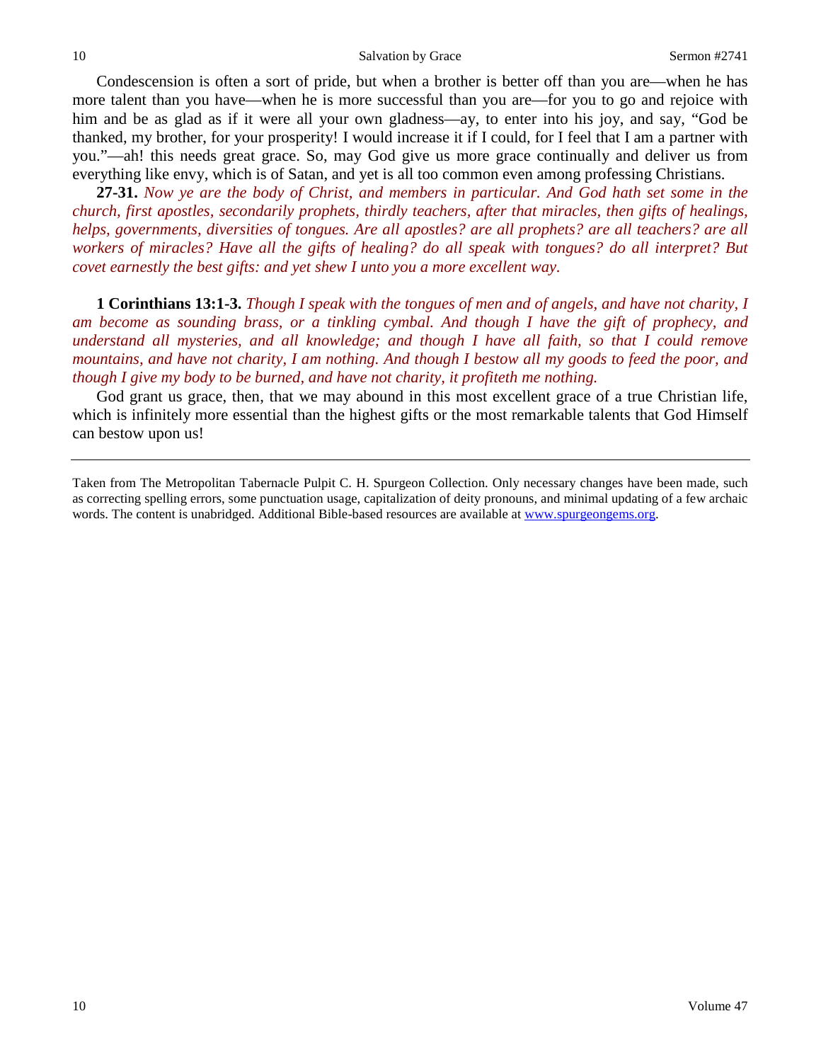Condescension is often a sort of pride, but when a brother is better off than you are—when he has more talent than you have—when he is more successful than you are—for you to go and rejoice with him and be as glad as if it were all your own gladness—ay, to enter into his joy, and say, "God be thanked, my brother, for your prosperity! I would increase it if I could, for I feel that I am a partner with you."—ah! this needs great grace. So, may God give us more grace continually and deliver us from everything like envy, which is of Satan, and yet is all too common even among professing Christians.

**27-31.** *Now ye are the body of Christ, and members in particular. And God hath set some in the church, first apostles, secondarily prophets, thirdly teachers, after that miracles, then gifts of healings, helps, governments, diversities of tongues. Are all apostles? are all prophets? are all teachers? are all workers of miracles? Have all the gifts of healing? do all speak with tongues? do all interpret? But covet earnestly the best gifts: and yet shew I unto you a more excellent way.*

**1 Corinthians 13:1-3.** *Though I speak with the tongues of men and of angels, and have not charity, I am become as sounding brass, or a tinkling cymbal. And though I have the gift of prophecy, and understand all mysteries, and all knowledge; and though I have all faith, so that I could remove mountains, and have not charity, I am nothing. And though I bestow all my goods to feed the poor, and though I give my body to be burned, and have not charity, it profiteth me nothing.*

God grant us grace, then, that we may abound in this most excellent grace of a true Christian life, which is infinitely more essential than the highest gifts or the most remarkable talents that God Himself can bestow upon us!

---

Taken from The Metropolitan Tabernacle Pulpit C. H. Spurgeon Collection. Only necessary changes have been made, such as correcting spelling errors, some punctuation usage, capitalization of deity pronouns, and minimal updating of a few archaic words. The content is unabridged. Additional Bible-based resources are available at www.spurgeongems.org.